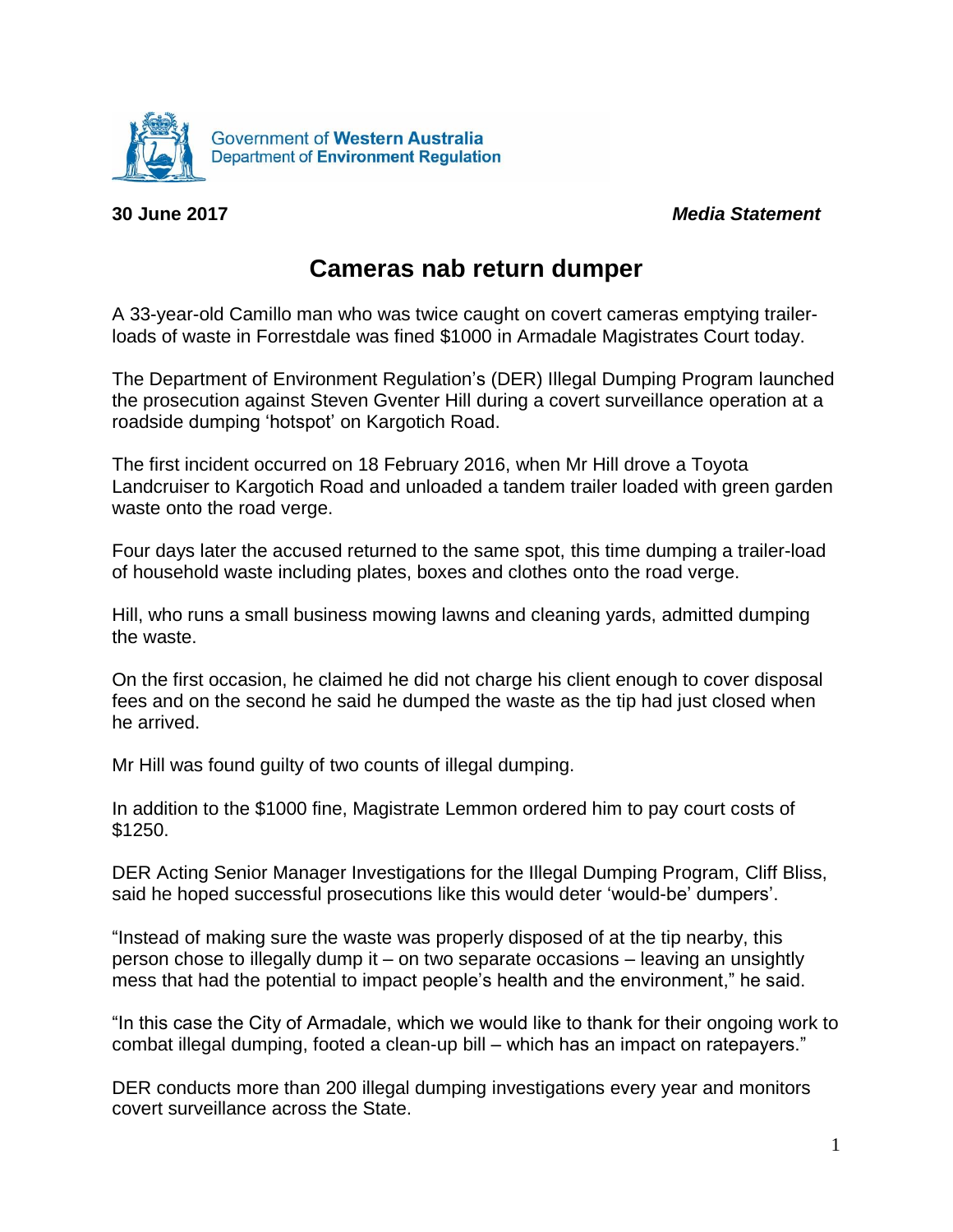Government of **Western Australia**
Department of **Environment Regulation**

**30 June 2017** ***Media Statement***

# Cameras nab return dumper

A 33-year-old Camillo man who was twice caught on covert cameras emptying trailer-loads of waste in Forrestdale was fined $1000 in Armadale Magistrates Court today.

The Department of Environment Regulation's (DER) Illegal Dumping Program launched the prosecution against Steven Gventer Hill during a covert surveillance operation at a roadside dumping 'hotspot' on Kargotich Road.

The first incident occurred on 18 February 2016, when Mr Hill drove a Toyota Landcruiser to Kargotich Road and unloaded a tandem trailer loaded with green garden waste onto the road verge.

Four days later the accused returned to the same spot, this time dumping a trailer-load of household waste including plates, boxes and clothes onto the road verge.

Hill, who runs a small business mowing lawns and cleaning yards, admitted dumping the waste.

On the first occasion, he claimed he did not charge his client enough to cover disposal fees and on the second he said he dumped the waste as the tip had just closed when he arrived.

Mr Hill was found guilty of two counts of illegal dumping.

In addition to the $1000 fine, Magistrate Lemmon ordered him to pay court costs of $1250.

DER Acting Senior Manager Investigations for the Illegal Dumping Program, Cliff Bliss, said he hoped successful prosecutions like this would deter 'would-be' dumpers'.

"Instead of making sure the waste was properly disposed of at the tip nearby, this person chose to illegally dump it – on two separate occasions – leaving an unsightly mess that had the potential to impact people's health and the environment," he said.

"In this case the City of Armadale, which we would like to thank for their ongoing work to combat illegal dumping, footed a clean-up bill – which has an impact on ratepayers."

DER conducts more than 200 illegal dumping investigations every year and monitors covert surveillance across the State.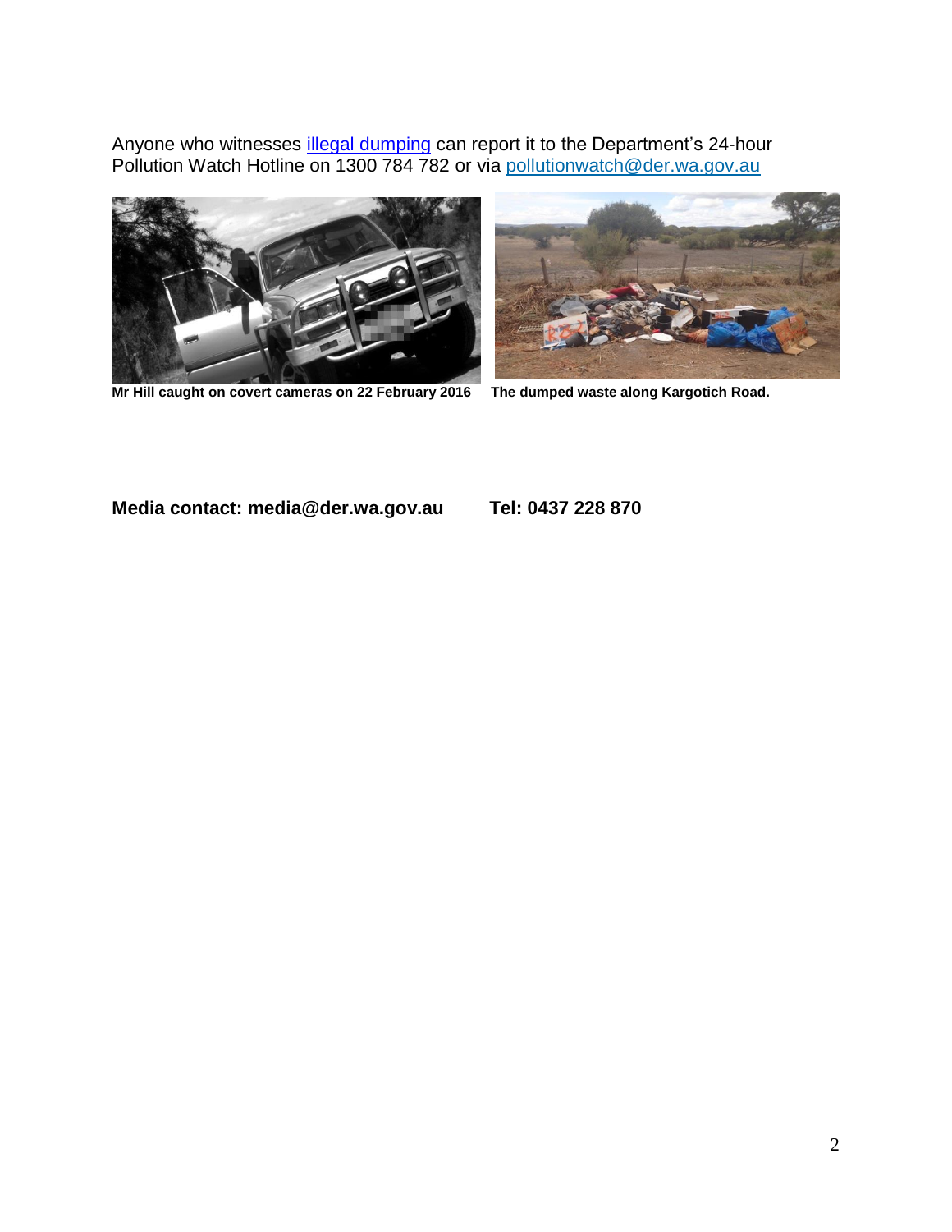Anyone who witnesses [illegal dumping](#) can report it to the Department's 24-hour Pollution Watch Hotline on 1300 784 782 or via [pollutionwatch@der.wa.gov.au](mailto:pollutionwatch@der.wa.gov.au)

**Mr Hill caught on covert cameras on 22 February 2016**

**The dumped waste along Kargotich Road.**

**Media contact: media@der.wa.gov.au        Tel: 0437 228 870**